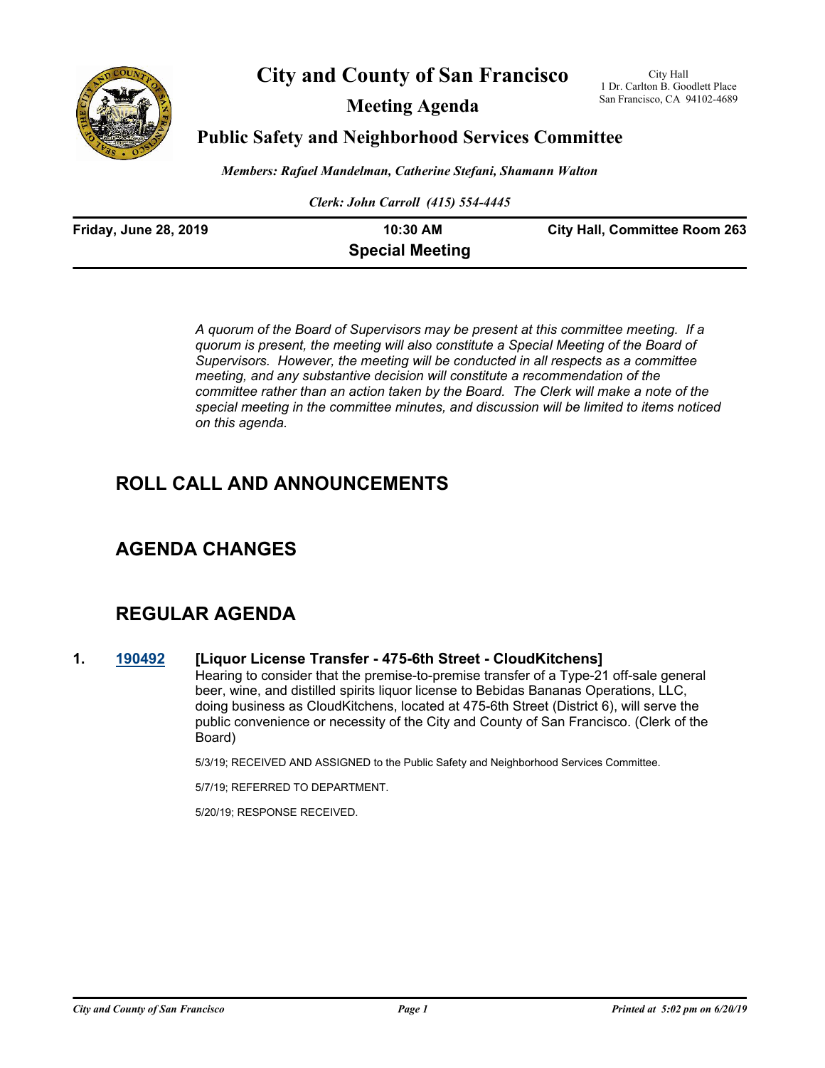# City and County of San Francisco

City Hall
1 Dr. Carlton B. Goodlett Place
San Francisco, CA 94102-4689

## Meeting Agenda

## Public Safety and Neighborhood Services Committee

*Members: Rafael Mandelman, Catherine Stefani, Shamann Walton*

*Clerk: John Carroll (415) 554-4445*

**Friday, June 28, 2019** | **10:30 AM** | **City Hall, Committee Room 263**

**Special Meeting**

*A quorum of the Board of Supervisors may be present at this committee meeting. If a quorum is present, the meeting will also constitute a Special Meeting of the Board of Supervisors. However, the meeting will be conducted in all respects as a committee meeting, and any substantive decision will constitute a recommendation of the committee rather than an action taken by the Board. The Clerk will make a note of the special meeting in the committee minutes, and discussion will be limited to items noticed on this agenda.*

## ROLL CALL AND ANNOUNCEMENTS

## AGENDA CHANGES

## REGULAR AGENDA

**1. 190492 [Liquor License Transfer - 475-6th Street - CloudKitchens]**

Hearing to consider that the premise-to-premise transfer of a Type-21 off-sale general beer, wine, and distilled spirits liquor license to Bebidas Bananas Operations, LLC, doing business as CloudKitchens, located at 475-6th Street (District 6), will serve the public convenience or necessity of the City and County of San Francisco. (Clerk of the Board)

5/3/19; RECEIVED AND ASSIGNED to the Public Safety and Neighborhood Services Committee.

5/7/19; REFERRED TO DEPARTMENT.

5/20/19; RESPONSE RECEIVED.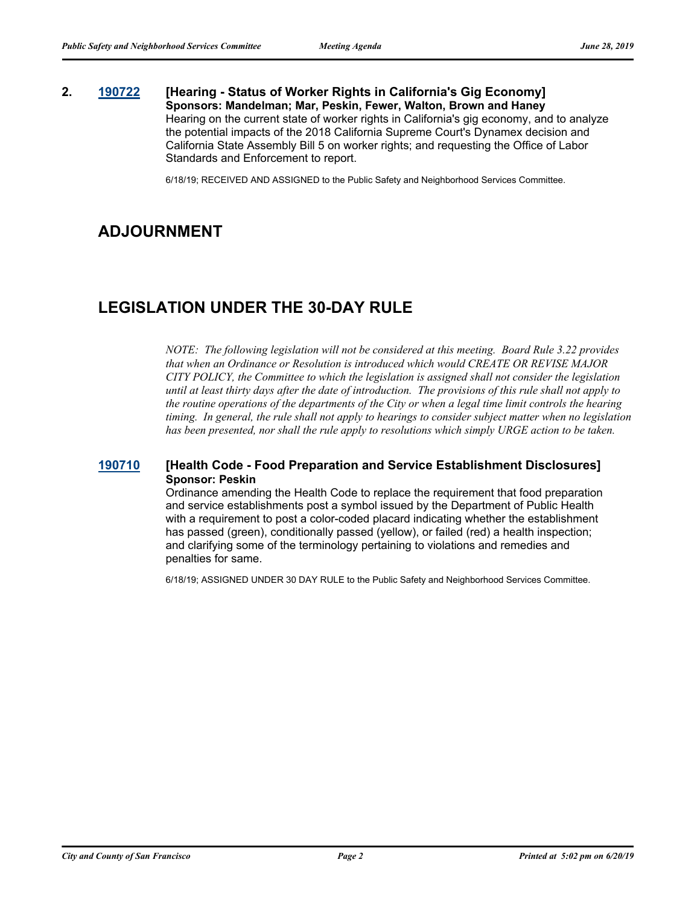**2. 190722 [Hearing - Status of Worker Rights in California's Gig Economy]**
**Sponsors: Mandelman; Mar, Peskin, Fewer, Walton, Brown and Haney**

Hearing on the current state of worker rights in California's gig economy, and to analyze the potential impacts of the 2018 California Supreme Court's Dynamex decision and California State Assembly Bill 5 on worker rights; and requesting the Office of Labor Standards and Enforcement to report.

6/18/19; RECEIVED AND ASSIGNED to the Public Safety and Neighborhood Services Committee.

## ADJOURNMENT

## LEGISLATION UNDER THE 30-DAY RULE

*NOTE: The following legislation will not be considered at this meeting. Board Rule 3.22 provides that when an Ordinance or Resolution is introduced which would CREATE OR REVISE MAJOR CITY POLICY, the Committee to which the legislation is assigned shall not consider the legislation until at least thirty days after the date of introduction. The provisions of this rule shall not apply to the routine operations of the departments of the City or when a legal time limit controls the hearing timing. In general, the rule shall not apply to hearings to consider subject matter when no legislation has been presented, nor shall the rule apply to resolutions which simply URGE action to be taken.*

**190710 [Health Code - Food Preparation and Service Establishment Disclosures]**
**Sponsor: Peskin**

Ordinance amending the Health Code to replace the requirement that food preparation and service establishments post a symbol issued by the Department of Public Health with a requirement to post a color-coded placard indicating whether the establishment has passed (green), conditionally passed (yellow), or failed (red) a health inspection; and clarifying some of the terminology pertaining to violations and remedies and penalties for same.

6/18/19; ASSIGNED UNDER 30 DAY RULE to the Public Safety and Neighborhood Services Committee.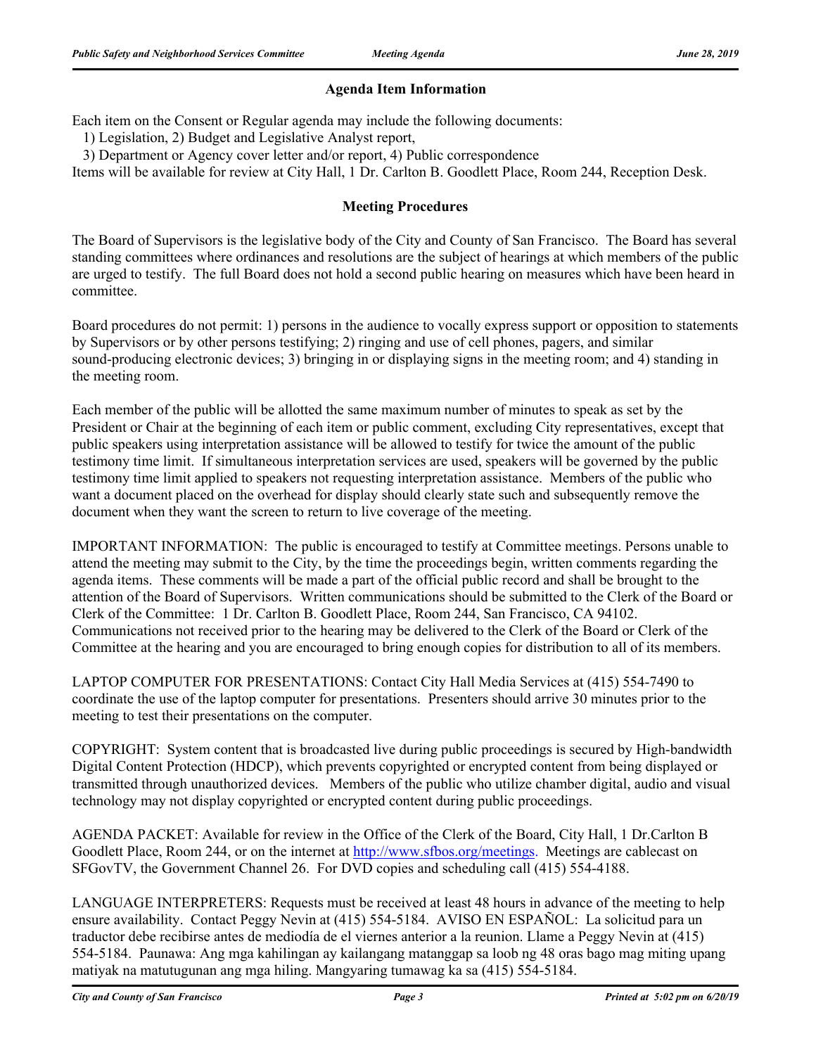## Agenda Item Information

Each item on the Consent or Regular agenda may include the following documents:
1) Legislation, 2) Budget and Legislative Analyst report,
3) Department or Agency cover letter and/or report, 4) Public correspondence
Items will be available for review at City Hall, 1 Dr. Carlton B. Goodlett Place, Room 244, Reception Desk.

## Meeting Procedures

The Board of Supervisors is the legislative body of the City and County of San Francisco. The Board has several standing committees where ordinances and resolutions are the subject of hearings at which members of the public are urged to testify. The full Board does not hold a second public hearing on measures which have been heard in committee.

Board procedures do not permit: 1) persons in the audience to vocally express support or opposition to statements by Supervisors or by other persons testifying; 2) ringing and use of cell phones, pagers, and similar sound-producing electronic devices; 3) bringing in or displaying signs in the meeting room; and 4) standing in the meeting room.

Each member of the public will be allotted the same maximum number of minutes to speak as set by the President or Chair at the beginning of each item or public comment, excluding City representatives, except that public speakers using interpretation assistance will be allowed to testify for twice the amount of the public testimony time limit. If simultaneous interpretation services are used, speakers will be governed by the public testimony time limit applied to speakers not requesting interpretation assistance. Members of the public who want a document placed on the overhead for display should clearly state such and subsequently remove the document when they want the screen to return to live coverage of the meeting.

IMPORTANT INFORMATION: The public is encouraged to testify at Committee meetings. Persons unable to attend the meeting may submit to the City, by the time the proceedings begin, written comments regarding the agenda items. These comments will be made a part of the official public record and shall be brought to the attention of the Board of Supervisors. Written communications should be submitted to the Clerk of the Board or Clerk of the Committee: 1 Dr. Carlton B. Goodlett Place, Room 244, San Francisco, CA 94102. Communications not received prior to the hearing may be delivered to the Clerk of the Board or Clerk of the Committee at the hearing and you are encouraged to bring enough copies for distribution to all of its members.

LAPTOP COMPUTER FOR PRESENTATIONS: Contact City Hall Media Services at (415) 554-7490 to coordinate the use of the laptop computer for presentations. Presenters should arrive 30 minutes prior to the meeting to test their presentations on the computer.

COPYRIGHT: System content that is broadcasted live during public proceedings is secured by High-bandwidth Digital Content Protection (HDCP), which prevents copyrighted or encrypted content from being displayed or transmitted through unauthorized devices. Members of the public who utilize chamber digital, audio and visual technology may not display copyrighted or encrypted content during public proceedings.

AGENDA PACKET: Available for review in the Office of the Clerk of the Board, City Hall, 1 Dr.Carlton B Goodlett Place, Room 244, or on the internet at http://www.sfbos.org/meetings. Meetings are cablecast on SFGovTV, the Government Channel 26. For DVD copies and scheduling call (415) 554-4188.

LANGUAGE INTERPRETERS: Requests must be received at least 48 hours in advance of the meeting to help ensure availability. Contact Peggy Nevin at (415) 554-5184. AVISO EN ESPAÑOL: La solicitud para un traductor debe recibirse antes de mediodía de el viernes anterior a la reunion. Llame a Peggy Nevin at (415) 554-5184. Paunawa: Ang mga kahilingan ay kailangang matanggap sa loob ng 48 oras bago mag miting upang matiyak na matutugunan ang mga hiling. Mangyaring tumawag ka sa (415) 554-5184.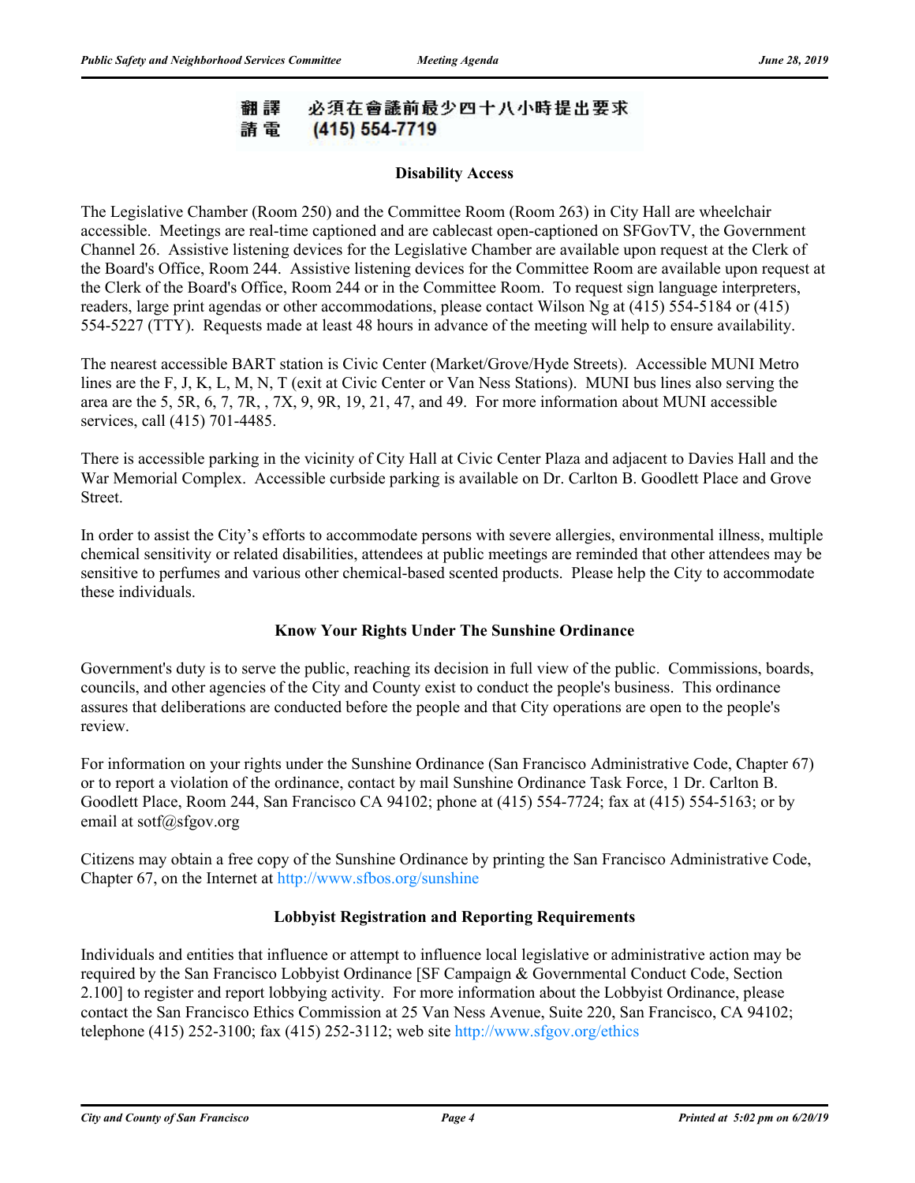翻譯　必須在會議前最少四十八小時提出要求
請電　(415) 554-7719

**Disability Access**

The Legislative Chamber (Room 250) and the Committee Room (Room 263) in City Hall are wheelchair accessible. Meetings are real-time captioned and are cablecast open-captioned on SFGovTV, the Government Channel 26. Assistive listening devices for the Legislative Chamber are available upon request at the Clerk of the Board's Office, Room 244. Assistive listening devices for the Committee Room are available upon request at the Clerk of the Board's Office, Room 244 or in the Committee Room. To request sign language interpreters, readers, large print agendas or other accommodations, please contact Wilson Ng at (415) 554-5184 or (415) 554-5227 (TTY). Requests made at least 48 hours in advance of the meeting will help to ensure availability.

The nearest accessible BART station is Civic Center (Market/Grove/Hyde Streets). Accessible MUNI Metro lines are the F, J, K, L, M, N, T (exit at Civic Center or Van Ness Stations). MUNI bus lines also serving the area are the 5, 5R, 6, 7, 7R, , 7X, 9, 9R, 19, 21, 47, and 49. For more information about MUNI accessible services, call (415) 701-4485.

There is accessible parking in the vicinity of City Hall at Civic Center Plaza and adjacent to Davies Hall and the War Memorial Complex. Accessible curbside parking is available on Dr. Carlton B. Goodlett Place and Grove Street.

In order to assist the City's efforts to accommodate persons with severe allergies, environmental illness, multiple chemical sensitivity or related disabilities, attendees at public meetings are reminded that other attendees may be sensitive to perfumes and various other chemical-based scented products. Please help the City to accommodate these individuals.

**Know Your Rights Under The Sunshine Ordinance**

Government's duty is to serve the public, reaching its decision in full view of the public. Commissions, boards, councils, and other agencies of the City and County exist to conduct the people's business. This ordinance assures that deliberations are conducted before the people and that City operations are open to the people's review.

For information on your rights under the Sunshine Ordinance (San Francisco Administrative Code, Chapter 67) or to report a violation of the ordinance, contact by mail Sunshine Ordinance Task Force, 1 Dr. Carlton B. Goodlett Place, Room 244, San Francisco CA 94102; phone at (415) 554-7724; fax at (415) 554-5163; or by email at sotf@sfgov.org

Citizens may obtain a free copy of the Sunshine Ordinance by printing the San Francisco Administrative Code, Chapter 67, on the Internet at http://www.sfbos.org/sunshine

**Lobbyist Registration and Reporting Requirements**

Individuals and entities that influence or attempt to influence local legislative or administrative action may be required by the San Francisco Lobbyist Ordinance [SF Campaign & Governmental Conduct Code, Section 2.100] to register and report lobbying activity. For more information about the Lobbyist Ordinance, please contact the San Francisco Ethics Commission at 25 Van Ness Avenue, Suite 220, San Francisco, CA 94102; telephone (415) 252-3100; fax (415) 252-3112; web site http://www.sfgov.org/ethics